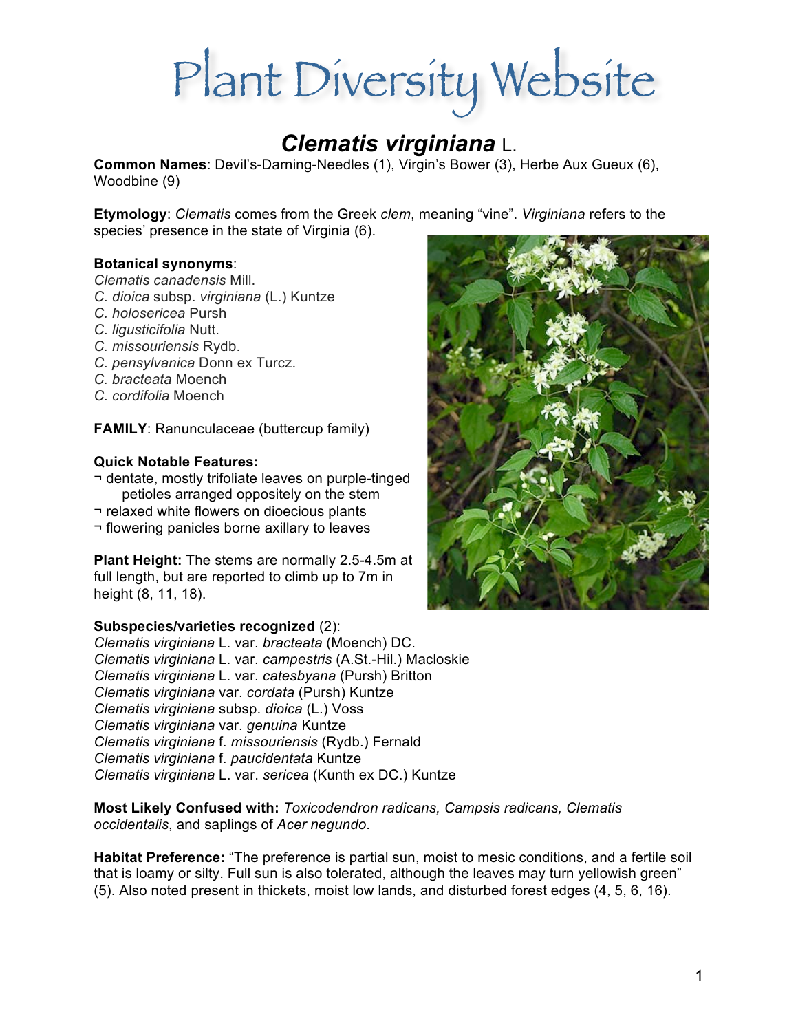# Plant Diversity Website

## *Clematis virginiana* L.

**Common Names**: Devil's-Darning-Needles (1), Virgin's Bower (3), Herbe Aux Gueux (6), Woodbine (9)

**Etymology**: *Clematis* comes from the Greek *clem*, meaning "vine". *Virginiana* refers to the species' presence in the state of Virginia (6).

**Botanical synonyms**:
*Clematis canadensis* Mill.
*C. dioica* subsp. *virginiana* (L.) Kuntze
*C. holosericea* Pursh
*C. ligusticifolia* Nutt.
*C. missouriensis* Rydb.
*C. pensylvanica* Donn ex Turcz.
*C. bracteata* Moench
*C. cordifolia* Moench

**FAMILY**: Ranunculaceae (buttercup family)

**Quick Notable Features:**
- ¬ dentate, mostly trifoliate leaves on purple-tinged petioles arranged oppositely on the stem
- ¬ relaxed white flowers on dioecious plants
- ¬ flowering panicles borne axillary to leaves

**Plant Height:** The stems are normally 2.5-4.5m at full length, but are reported to climb up to 7m in height (8, 11, 18).

**Subspecies/varieties recognized** (2):
*Clematis virginiana* L. var. *bracteata* (Moench) DC.
*Clematis virginiana* L. var. *campestris* (A.St.-Hil.) Macloskie
*Clematis virginiana* L. var. *catesbyana* (Pursh) Britton
*Clematis virginiana* var. *cordata* (Pursh) Kuntze
*Clematis virginiana* subsp. *dioica* (L.) Voss
*Clematis virginiana* var. *genuina* Kuntze
*Clematis virginiana* f. *missouriensis* (Rydb.) Fernald
*Clematis virginiana* f. *paucidentata* Kuntze
*Clematis virginiana* L. var. *sericea* (Kunth ex DC.) Kuntze

**Most Likely Confused with:** *Toxicodendron radicans, Campsis radicans, Clematis occidentalis*, and saplings of *Acer negundo*.

**Habitat Preference:** "The preference is partial sun, moist to mesic conditions, and a fertile soil that is loamy or silty. Full sun is also tolerated, although the leaves may turn yellowish green" (5). Also noted present in thickets, moist low lands, and disturbed forest edges (4, 5, 6, 16).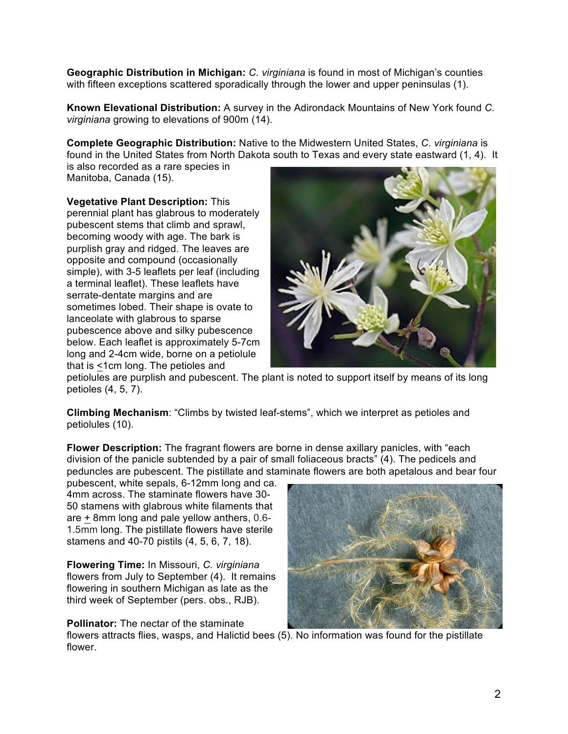**Geographic Distribution in Michigan:** *C. virginiana* is found in most of Michigan's counties with fifteen exceptions scattered sporadically through the lower and upper peninsulas (1).

**Known Elevational Distribution:** A survey in the Adirondack Mountains of New York found *C. virginiana* growing to elevations of 900m (14).

**Complete Geographic Distribution:** Native to the Midwestern United States, *C. virginiana* is found in the United States from North Dakota south to Texas and every state eastward (1, 4). It is also recorded as a rare species in Manitoba, Canada (15).

**Vegetative Plant Description:** This perennial plant has glabrous to moderately pubescent stems that climb and sprawl, becoming woody with age. The bark is purplish gray and ridged. The leaves are opposite and compound (occasionally simple), with 3-5 leaflets per leaf (including a terminal leaflet). These leaflets have serrate-dentate margins and are sometimes lobed. Their shape is ovate to lanceolate with glabrous to sparse pubescence above and silky pubescence below. Each leaflet is approximately 5-7cm long and 2-4cm wide, borne on a petiolule that is ≤1cm long. The petioles and petiolules are purplish and pubescent. The plant is noted to support itself by means of its long petioles (4, 5, 7).

**Climbing Mechanism**: "Climbs by twisted leaf-stems", which we interpret as petioles and petiolules (10).

**Flower Description:** The fragrant flowers are borne in dense axillary panicles, with "each division of the panicle subtended by a pair of small foliaceous bracts" (4). The pedicels and peduncles are pubescent. The pistillate and staminate flowers are both apetalous and bear four pubescent, white sepals, 6-12mm long and ca. 4mm across. The staminate flowers have 30-50 stamens with glabrous white filaments that are ± 8mm long and pale yellow anthers, 0.6-1.5mm long. The pistillate flowers have sterile stamens and 40-70 pistils (4, 5, 6, 7, 18).

**Flowering Time:** In Missouri, *C. virginiana* flowers from July to September (4). It remains flowering in southern Michigan as late as the third week of September (pers. obs., RJB).

**Pollinator:** The nectar of the staminate flowers attracts flies, wasps, and Halictid bees (5). No information was found for the pistillate flower.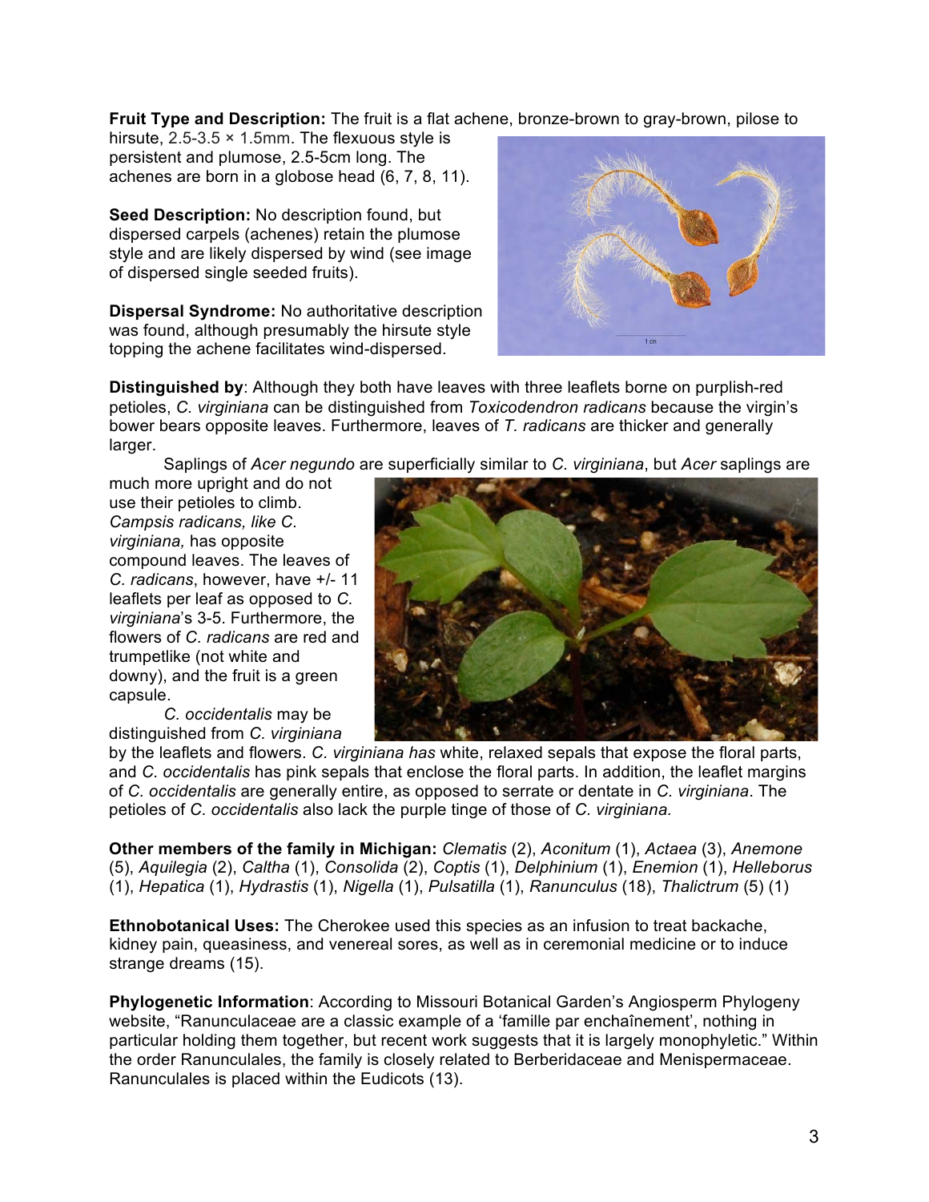**Fruit Type and Description:** The fruit is a flat achene, bronze-brown to gray-brown, pilose to hirsute, 2.5-3.5 × 1.5mm. The flexuous style is persistent and plumose, 2.5-5cm long. The achenes are born in a globose head (6, 7, 8, 11).

**Seed Description:** No description found, but dispersed carpels (achenes) retain the plumose style and are likely dispersed by wind (see image of dispersed single seeded fruits).

**Dispersal Syndrome:** No authoritative description was found, although presumably the hirsute style topping the achene facilitates wind-dispersed.

**Distinguished by**: Although they both have leaves with three leaflets borne on purplish-red petioles, *C. virginiana* can be distinguished from *Toxicodendron radicans* because the virgin's bower bears opposite leaves. Furthermore, leaves of *T. radicans* are thicker and generally larger.

Saplings of *Acer negundo* are superficially similar to *C. virginiana*, but *Acer* saplings are much more upright and do not use their petioles to climb. *Campsis radicans, like C. virginiana,* has opposite compound leaves. The leaves of *C. radicans*, however, have +/- 11 leaflets per leaf as opposed to *C. virginiana*'s 3-5. Furthermore, the flowers of *C. radicans* are red and trumpetlike (not white and downy), and the fruit is a green capsule.

*C. occidentalis* may be distinguished from *C. virginiana* by the leaflets and flowers. *C. virginiana has* white, relaxed sepals that expose the floral parts, and *C. occidentalis* has pink sepals that enclose the floral parts. In addition, the leaflet margins of *C. occidentalis* are generally entire, as opposed to serrate or dentate in *C. virginiana*. The petioles of *C. occidentalis* also lack the purple tinge of those of *C. virginiana.*

**Other members of the family in Michigan:** *Clematis* (2), *Aconitum* (1), *Actaea* (3), *Anemone* (5), *Aquilegia* (2), *Caltha* (1), *Consolida* (2), *Coptis* (1), *Delphinium* (1), *Enemion* (1), *Helleborus* (1), *Hepatica* (1), *Hydrastis* (1), *Nigella* (1), *Pulsatilla* (1), *Ranunculus* (18), *Thalictrum* (5) (1)

**Ethnobotanical Uses:** The Cherokee used this species as an infusion to treat backache, kidney pain, queasiness, and venereal sores, as well as in ceremonial medicine or to induce strange dreams (15).

**Phylogenetic Information**: According to Missouri Botanical Garden's Angiosperm Phylogeny website, "Ranunculaceae are a classic example of a 'famille par enchaînement', nothing in particular holding them together, but recent work suggests that it is largely monophyletic." Within the order Ranunculales, the family is closely related to Berberidaceae and Menispermaceae. Ranunculales is placed within the Eudicots (13).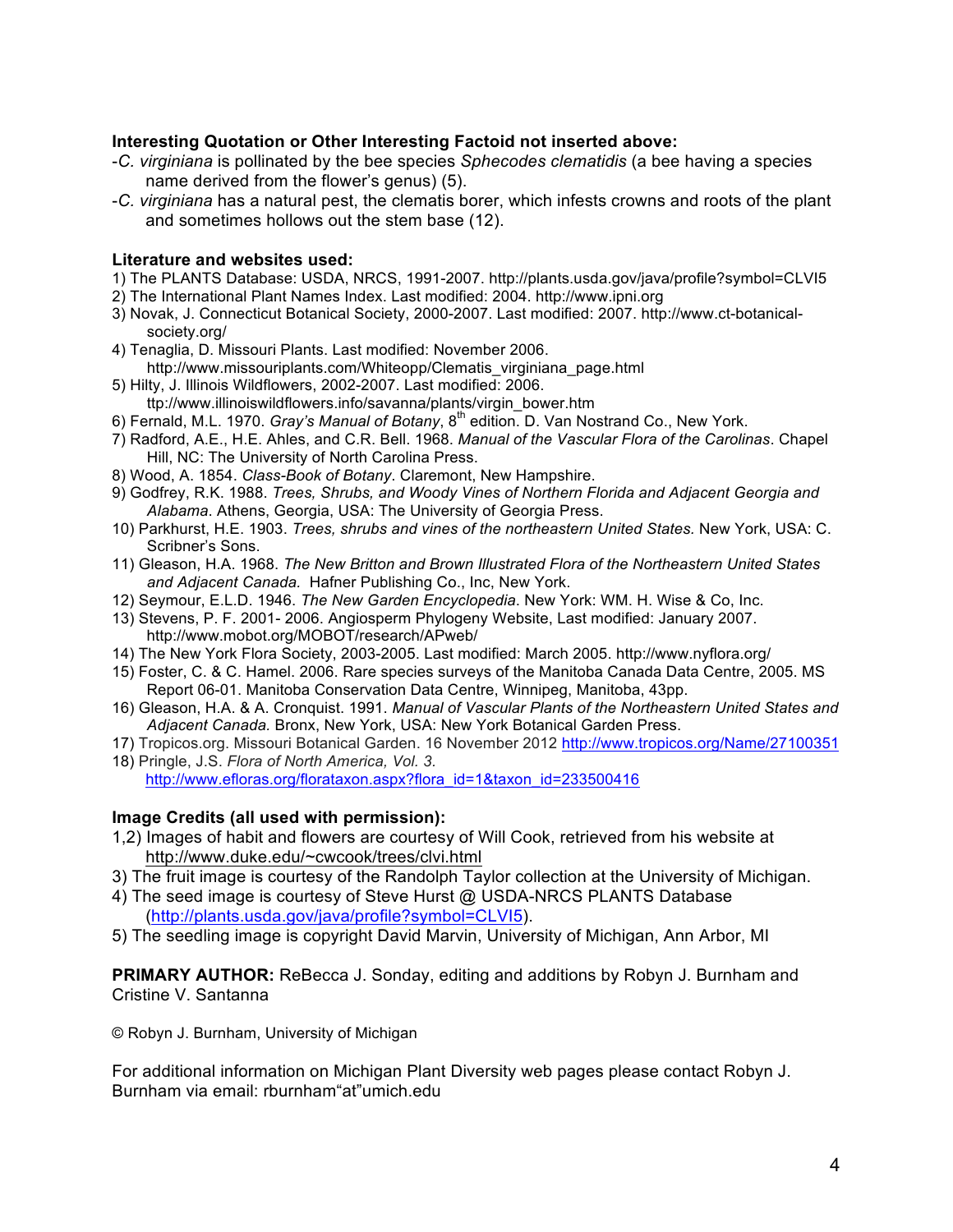**Interesting Quotation or Other Interesting Factoid not inserted above:**

- *C. virginiana* is pollinated by the bee species *Sphecodes clematidis* (a bee having a species name derived from the flower's genus) (5).
- *C. virginiana* has a natural pest, the clematis borer, which infests crowns and roots of the plant and sometimes hollows out the stem base (12).

**Literature and websites used:**

1) The PLANTS Database: USDA, NRCS, 1991-2007. http://plants.usda.gov/java/profile?symbol=CLVI5
2) The International Plant Names Index. Last modified: 2004. http://www.ipni.org
3) Novak, J. Connecticut Botanical Society, 2000-2007. Last modified: 2007. http://www.ct-botanical-society.org/
4) Tenaglia, D. Missouri Plants. Last modified: November 2006. http://www.missouriplants.com/Whiteopp/Clematis_virginiana_page.html
5) Hilty, J. Illinois Wildflowers, 2002-2007. Last modified: 2006. ttp://www.illinoiswildflowers.info/savanna/plants/virgin_bower.htm
6) Fernald, M.L. 1970. *Gray's Manual of Botany*, 8th edition. D. Van Nostrand Co., New York.
7) Radford, A.E., H.E. Ahles, and C.R. Bell. 1968. *Manual of the Vascular Flora of the Carolinas*. Chapel Hill, NC: The University of North Carolina Press.
8) Wood, A. 1854. *Class-Book of Botany*. Claremont, New Hampshire.
9) Godfrey, R.K. 1988. *Trees, Shrubs, and Woody Vines of Northern Florida and Adjacent Georgia and Alabama*. Athens, Georgia, USA: The University of Georgia Press.
10) Parkhurst, H.E. 1903. *Trees, shrubs and vines of the northeastern United States.* New York, USA: C. Scribner's Sons.
11) Gleason, H.A. 1968. *The New Britton and Brown Illustrated Flora of the Northeastern United States and Adjacent Canada.* Hafner Publishing Co., Inc, New York.
12) Seymour, E.L.D. 1946. *The New Garden Encyclopedia*. New York: WM. H. Wise & Co, Inc.
13) Stevens, P. F. 2001- 2006. Angiosperm Phylogeny Website, Last modified: January 2007. http://www.mobot.org/MOBOT/research/APweb/
14) The New York Flora Society, 2003-2005. Last modified: March 2005. http://www.nyflora.org/
15) Foster, C. & C. Hamel. 2006. Rare species surveys of the Manitoba Canada Data Centre, 2005. MS Report 06-01. Manitoba Conservation Data Centre, Winnipeg, Manitoba, 43pp.
16) Gleason, H.A. & A. Cronquist. 1991. *Manual of Vascular Plants of the Northeastern United States and Adjacent Canada.* Bronx, New York, USA: New York Botanical Garden Press.
17) Tropicos.org. Missouri Botanical Garden. 16 November 2012 http://www.tropicos.org/Name/27100351
18) Pringle, J.S. *Flora of North America, Vol. 3.* http://www.efloras.org/florataxon.aspx?flora_id=1&taxon_id=233500416

**Image Credits (all used with permission):**

1,2) Images of habit and flowers are courtesy of Will Cook, retrieved from his website at http://www.duke.edu/~cwcook/trees/clvi.html
3) The fruit image is courtesy of the Randolph Taylor collection at the University of Michigan.
4) The seed image is courtesy of Steve Hurst @ USDA-NRCS PLANTS Database (http://plants.usda.gov/java/profile?symbol=CLVI5).
5) The seedling image is copyright David Marvin, University of Michigan, Ann Arbor, MI

**PRIMARY AUTHOR:** ReBecca J. Sonday, editing and additions by Robyn J. Burnham and Cristine V. Santanna

© Robyn J. Burnham, University of Michigan

For additional information on Michigan Plant Diversity web pages please contact Robyn J. Burnham via email: rburnham"at"umich.edu